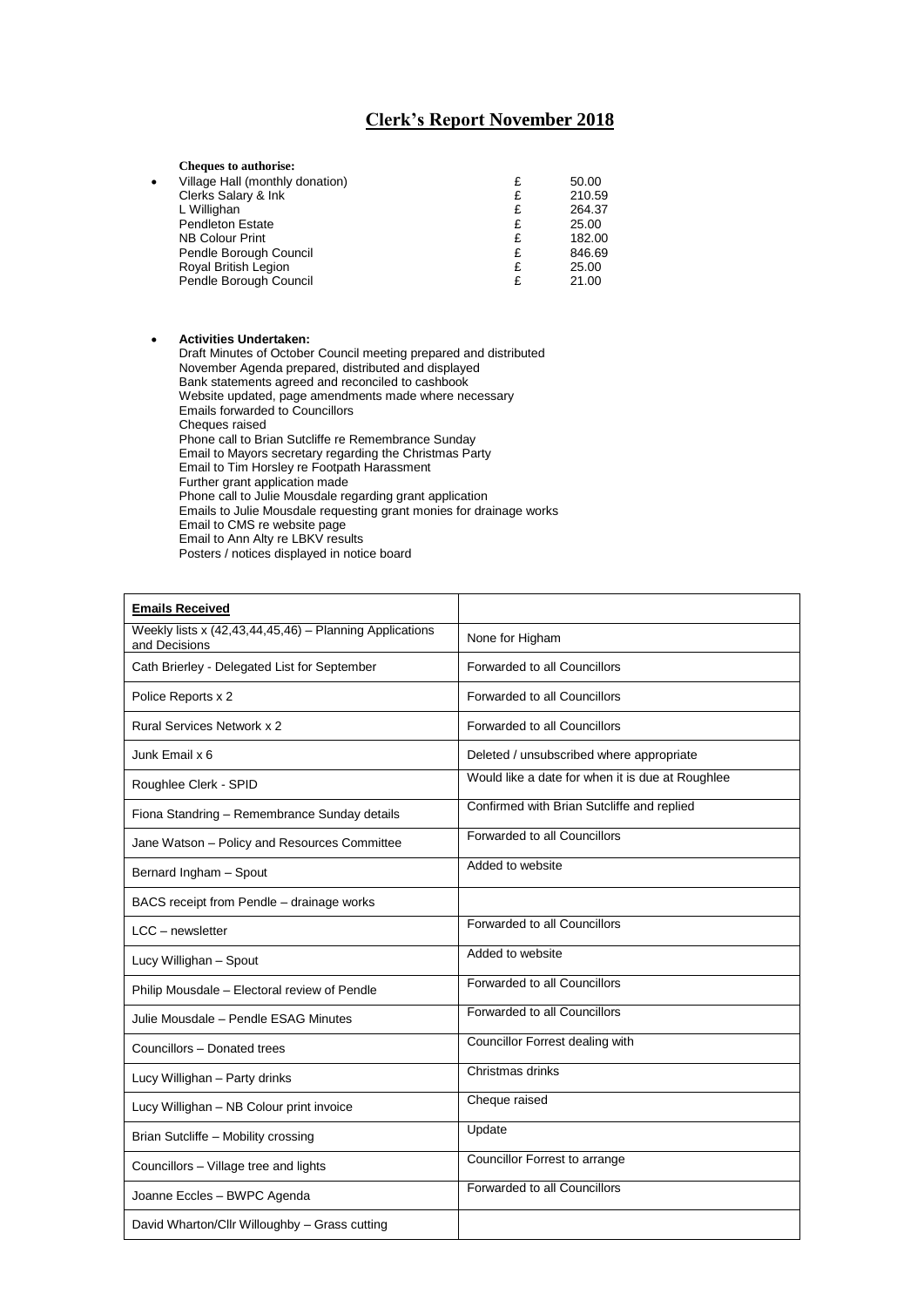# Clerk's Report November 2018

- **Cheques to authorise:**

| | | |
|---|---|---|
| Village Hall (monthly donation) | £ | 50.00 |
| Clerks Salary & Ink | £ | 210.59 |
| L Willighan | £ | 264.37 |
| Pendleton Estate | £ | 25.00 |
| NB Colour Print | £ | 182.00 |
| Pendle Borough Council | £ | 846.69 |
| Royal British Legion | £ | 25.00 |
| Pendle Borough Council | £ | 21.00 |

- **Activities Undertaken:**
  Draft Minutes of October Council meeting prepared and distributed
  November Agenda prepared, distributed and displayed
  Bank statements agreed and reconciled to cashbook
  Website updated, page amendments made where necessary
  Emails forwarded to Councillors
  Cheques raised
  Phone call to Brian Sutcliffe re Remembrance Sunday
  Email to Mayors secretary regarding the Christmas Party
  Email to Tim Horsley re Footpath Harassment
  Further grant application made
  Phone call to Julie Mousdale regarding grant application
  Emails to Julie Mousdale requesting grant monies for drainage works
  Email to CMS re website page
  Email to Ann Alty re LBKV results
  Posters / notices displayed in notice board

| **Emails Received** | |
|---|---|
| Weekly lists x (42,43,44,45,46) – Planning Applications and Decisions | None for Higham |
| Cath Brierley - Delegated List for September | Forwarded to all Councillors |
| Police Reports x 2 | Forwarded to all Councillors |
| Rural Services Network x 2 | Forwarded to all Councillors |
| Junk Email x 6 | Deleted / unsubscribed where appropriate |
| Roughlee Clerk - SPID | Would like a date for when it is due at Roughlee |
| Fiona Standring – Remembrance Sunday details | Confirmed with Brian Sutcliffe and replied |
| Jane Watson – Policy and Resources Committee | Forwarded to all Councillors |
| Bernard Ingham – Spout | Added to website |
| BACS receipt from Pendle – drainage works | |
| LCC – newsletter | Forwarded to all Councillors |
| Lucy Willighan – Spout | Added to website |
| Philip Mousdale – Electoral review of Pendle | Forwarded to all Councillors |
| Julie Mousdale – Pendle ESAG Minutes | Forwarded to all Councillors |
| Councillors – Donated trees | Councillor Forrest dealing with |
| Lucy Willighan – Party drinks | Christmas drinks |
| Lucy Willighan – NB Colour print invoice | Cheque raised |
| Brian Sutcliffe – Mobility crossing | Update |
| Councillors – Village tree and lights | Councillor Forrest to arrange |
| Joanne Eccles – BWPC Agenda | Forwarded to all Councillors |
| David Wharton/Cllr Willoughby – Grass cutting | |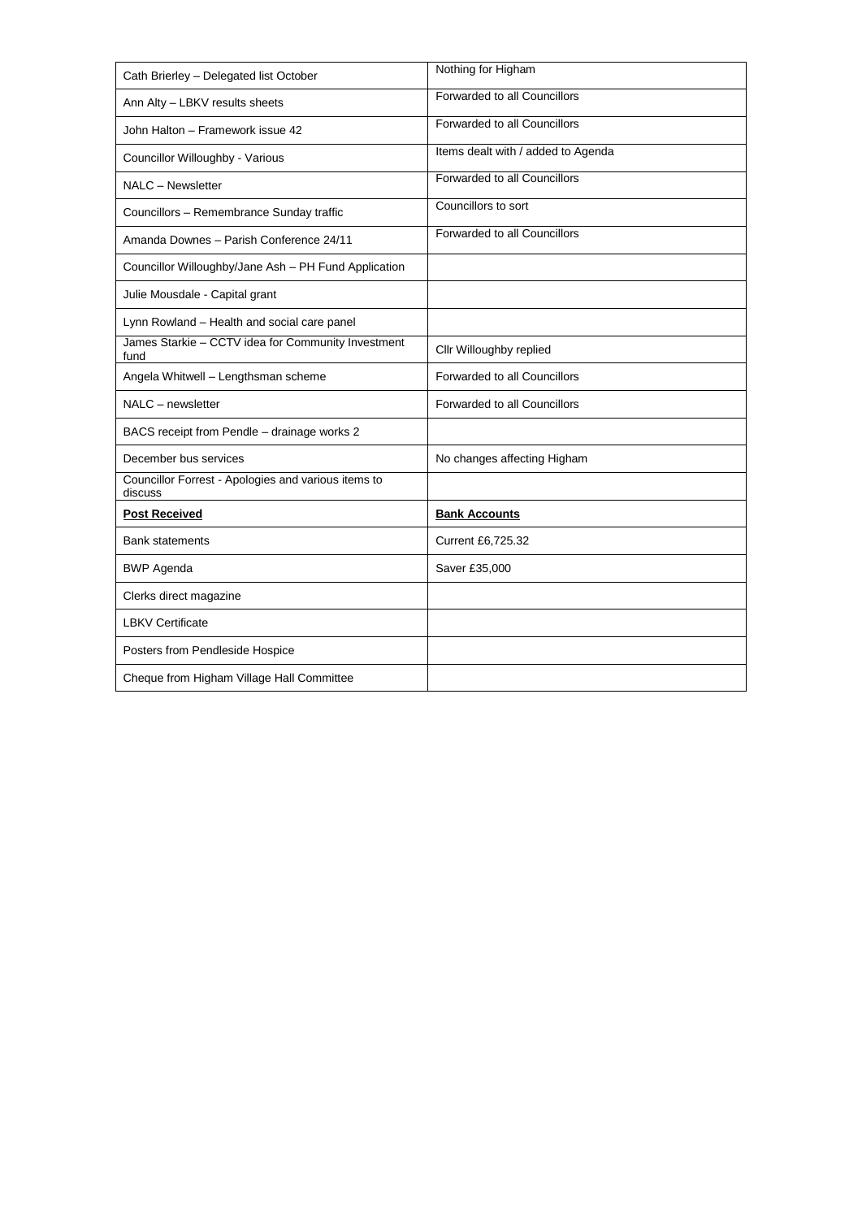| | |
|---|---|
| Cath Brierley – Delegated list October | Nothing for Higham |
| Ann Alty – LBKV results sheets | Forwarded to all Councillors |
| John Halton – Framework issue 42 | Forwarded to all Councillors |
| Councillor Willoughby - Various | Items dealt with / added to Agenda |
| NALC – Newsletter | Forwarded to all Councillors |
| Councillors – Remembrance Sunday traffic | Councillors to sort |
| Amanda Downes – Parish Conference 24/11 | Forwarded to all Councillors |
| Councillor Willoughby/Jane Ash – PH Fund Application | |
| Julie Mousdale - Capital grant | |
| Lynn Rowland – Health and social care panel | |
| James Starkie – CCTV idea for Community Investment fund | Cllr Willoughby replied |
| Angela Whitwell – Lengthsman scheme | Forwarded to all Councillors |
| NALC – newsletter | Forwarded to all Councillors |
| BACS receipt from Pendle – drainage works 2 | |
| December bus services | No changes affecting Higham |
| Councillor Forrest - Apologies and various items to discuss | |
| **Post Received** | **Bank Accounts** |
| Bank statements | Current £6,725.32 |
| BWP Agenda | Saver £35,000 |
| Clerks direct magazine | |
| LBKV Certificate | |
| Posters from Pendleside Hospice | |
| Cheque from Higham Village Hall Committee | |